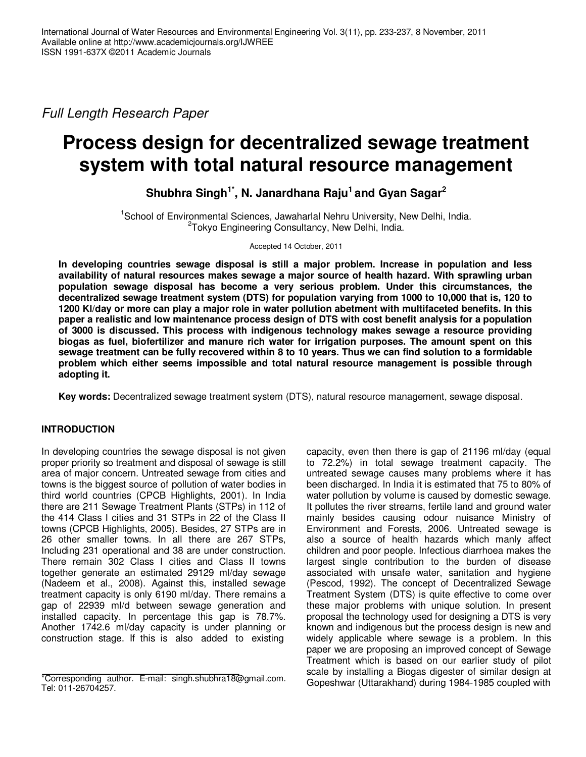*Full Length Research Paper*

# Process design for decentralized sewage treatment system with total natural resource management

**Shubhra Singh[1*], N. Janardhana Raju[1] and Gyan Sagar[2]**

[1]School of Environmental Sciences, Jawaharlal Nehru University, New Delhi, India.
[2]Tokyo Engineering Consultancy, New Delhi, India.

Accepted 14 October, 2011

**In developing countries sewage disposal is still a major problem. Increase in population and less availability of natural resources makes sewage a major source of health hazard. With sprawling urban population sewage disposal has become a very serious problem. Under this circumstances, the decentralized sewage treatment system (DTS) for population varying from 1000 to 10,000 that is, 120 to 1200 Kl/day or more can play a major role in water pollution abetment with multifaceted benefits. In this paper a realistic and low maintenance process design of DTS with cost benefit analysis for a population of 3000 is discussed. This process with indigenous technology makes sewage a resource providing biogas as fuel, biofertilizer and manure rich water for irrigation purposes. The amount spent on this sewage treatment can be fully recovered within 8 to 10 years. Thus we can find solution to a formidable problem which either seems impossible and total natural resource management is possible through adopting it.**

**Key words:** Decentralized sewage treatment system (DTS), natural resource management, sewage disposal.

## INTRODUCTION

In developing countries the sewage disposal is not given proper priority so treatment and disposal of sewage is still area of major concern. Untreated sewage from cities and towns is the biggest source of pollution of water bodies in third world countries (CPCB Highlights, 2001). In India there are 211 Sewage Treatment Plants (STPs) in 112 of the 414 Class I cities and 31 STPs in 22 of the Class II towns (CPCB Highlights, 2005). Besides, 27 STPs are in 26 other smaller towns. In all there are 267 STPs, Including 231 operational and 38 are under construction. There remain 302 Class I cities and Class II towns together generate an estimated 29129 ml/day sewage (Nadeem et al., 2008). Against this, installed sewage treatment capacity is only 6190 ml/day. There remains a gap of 22939 ml/d between sewage generation and installed capacity. In percentage this gap is 78.7%. Another 1742.6 ml/day capacity is under planning or construction stage. If this is also added to existing capacity, even then there is gap of 21196 ml/day (equal to 72.2%) in total sewage treatment capacity. The untreated sewage causes many problems where it has been discharged. In India it is estimated that 75 to 80% of water pollution by volume is caused by domestic sewage. It pollutes the river streams, fertile land and ground water mainly besides causing odour nuisance Ministry of Environment and Forests, 2006. Untreated sewage is also a source of health hazards which manly affect children and poor people. Infectious diarrhoea makes the largest single contribution to the burden of disease associated with unsafe water, sanitation and hygiene (Pescod, 1992). The concept of Decentralized Sewage Treatment System (DTS) is quite effective to come over these major problems with unique solution. In present proposal the technology used for designing a DTS is very known and indigenous but the process design is new and widely applicable where sewage is a problem. In this paper we are proposing an improved concept of Sewage Treatment which is based on our earlier study of pilot scale by installing a Biogas digester of similar design at Gopeshwar (Uttarakhand) during 1984-1985 coupled with

*Corresponding author. E-mail: singh.shubhra18@gmail.com. Tel: 011-26704257.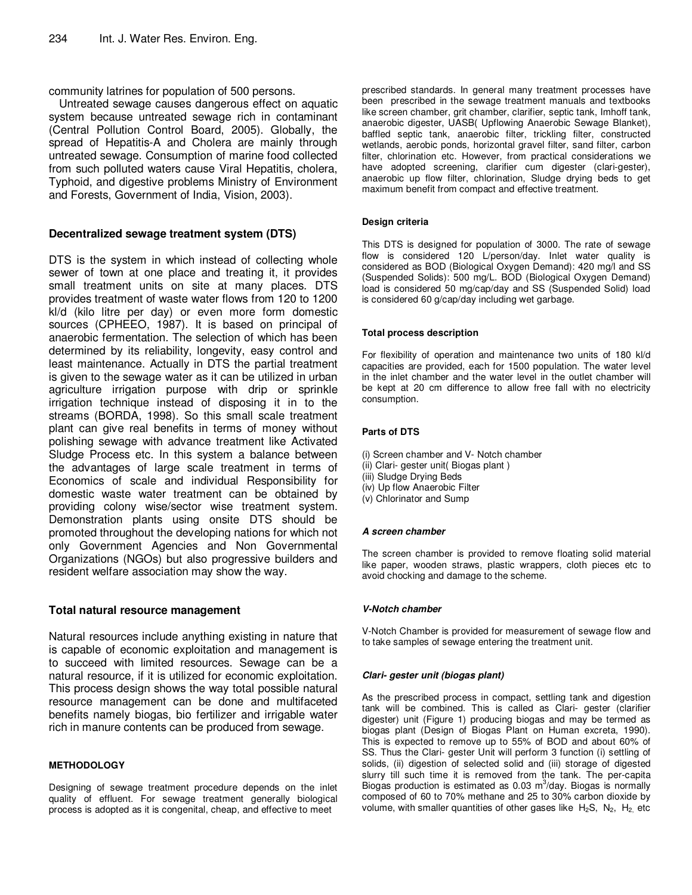community latrines for population of 500 persons.

Untreated sewage causes dangerous effect on aquatic system because untreated sewage rich in contaminant (Central Pollution Control Board, 2005). Globally, the spread of Hepatitis-A and Cholera are mainly through untreated sewage. Consumption of marine food collected from such polluted waters cause Viral Hepatitis, cholera, Typhoid, and digestive problems Ministry of Environment and Forests, Government of India, Vision, 2003).

## Decentralized sewage treatment system (DTS)

DTS is the system in which instead of collecting whole sewer of town at one place and treating it, it provides small treatment units on site at many places. DTS provides treatment of waste water flows from 120 to 1200 kl/d (kilo litre per day) or even more form domestic sources (CPHEEO, 1987). It is based on principal of anaerobic fermentation. The selection of which has been determined by its reliability, longevity, easy control and least maintenance. Actually in DTS the partial treatment is given to the sewage water as it can be utilized in urban agriculture irrigation purpose with drip or sprinkle irrigation technique instead of disposing it in to the streams (BORDA, 1998). So this small scale treatment plant can give real benefits in terms of money without polishing sewage with advance treatment like Activated Sludge Process etc. In this system a balance between the advantages of large scale treatment in terms of Economics of scale and individual Responsibility for domestic waste water treatment can be obtained by providing colony wise/sector wise treatment system. Demonstration plants using onsite DTS should be promoted throughout the developing nations for which not only Government Agencies and Non Governmental Organizations (NGOs) but also progressive builders and resident welfare association may show the way.

## Total natural resource management

Natural resources include anything existing in nature that is capable of economic exploitation and management is to succeed with limited resources. Sewage can be a natural resource, if it is utilized for economic exploitation. This process design shows the way total possible natural resource management can be done and multifaceted benefits namely biogas, bio fertilizer and irrigable water rich in manure contents can be produced from sewage.

## METHODOLOGY

Designing of sewage treatment procedure depends on the inlet quality of effluent. For sewage treatment generally biological process is adopted as it is congenital, cheap, and effective to meet prescribed standards. In general many treatment processes have been prescribed in the sewage treatment manuals and textbooks like screen chamber, grit chamber, clarifier, septic tank, Imhoff tank, anaerobic digester, UASB( Upflowing Anaerobic Sewage Blanket), baffled septic tank, anaerobic filter, trickling filter, constructed wetlands, aerobic ponds, horizontal gravel filter, sand filter, carbon filter, chlorination etc. However, from practical considerations we have adopted screening, clarifier cum digester (clari-gester), anaerobic up flow filter, chlorination, Sludge drying beds to get maximum benefit from compact and effective treatment.

### Design criteria

This DTS is designed for population of 3000. The rate of sewage flow is considered 120 L/person/day. Inlet water quality is considered as BOD (Biological Oxygen Demand): 420 mg/l and SS (Suspended Solids): 500 mg/L. BOD (Biological Oxygen Demand) load is considered 50 mg/cap/day and SS (Suspended Solid) load is considered 60 g/cap/day including wet garbage.

### Total process description

For flexibility of operation and maintenance two units of 180 kl/d capacities are provided, each for 1500 population. The water level in the inlet chamber and the water level in the outlet chamber will be kept at 20 cm difference to allow free fall with no electricity consumption.

### Parts of DTS

(i) Screen chamber and V- Notch chamber
(ii) Clari- gester unit( Biogas plant )
(iii) Sludge Drying Beds
(iv) Up flow Anaerobic Filter
(v) Chlorinator and Sump

#### *A screen chamber*

The screen chamber is provided to remove floating solid material like paper, wooden straws, plastic wrappers, cloth pieces etc to avoid chocking and damage to the scheme.

#### *V-Notch chamber*

V-Notch Chamber is provided for measurement of sewage flow and to take samples of sewage entering the treatment unit.

#### *Clari- gester unit (biogas plant)*

As the prescribed process in compact, settling tank and digestion tank will be combined. This is called as Clari- gester (clarifier digester) unit (Figure 1) producing biogas and may be termed as biogas plant (Design of Biogas Plant on Human excreta, 1990). This is expected to remove up to 55% of BOD and about 60% of SS. Thus the Clari- gester Unit will perform 3 function (i) settling of solids, (ii) digestion of selected solid and (iii) storage of digested slurry till such time it is removed from the tank. The per-capita Biogas production is estimated as 0.03 $m^3$/day. Biogas is normally composed of 60 to 70% methane and 25 to 30% carbon dioxide by volume, with smaller quantities of other gases like $H_2S$, $N_2$, $H_2$ etc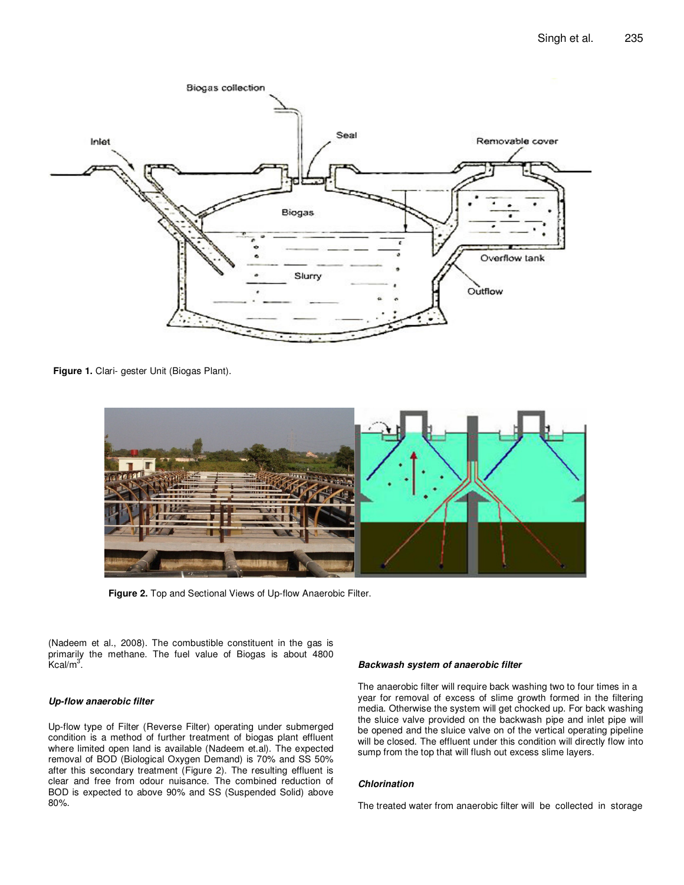Figure 1. Clari- gester Unit (Biogas Plant).

Figure 2. Top and Sectional Views of Up-flow Anaerobic Filter.

(Nadeem et al., 2008). The combustible constituent in the gas is primarily the methane. The fuel value of Biogas is about 4800 Kcal/m$^3$.

### *Up-flow anaerobic filter*

Up-flow type of Filter (Reverse Filter) operating under submerged condition is a method of further treatment of biogas plant effluent where limited open land is available (Nadeem et.al). The expected removal of BOD (Biological Oxygen Demand) is 70% and SS 50% after this secondary treatment (Figure 2). The resulting effluent is clear and free from odour nuisance. The combined reduction of BOD is expected to above 90% and SS (Suspended Solid) above 80%.

### *Backwash system of anaerobic filter*

The anaerobic filter will require back washing two to four times in a year for removal of excess of slime growth formed in the filtering media. Otherwise the system will get chocked up. For back washing the sluice valve provided on the backwash pipe and inlet pipe will be opened and the sluice valve on of the vertical operating pipeline will be closed. The effluent under this condition will directly flow into sump from the top that will flush out excess slime layers.

### *Chlorination*

The treated water from anaerobic filter will be collected in storage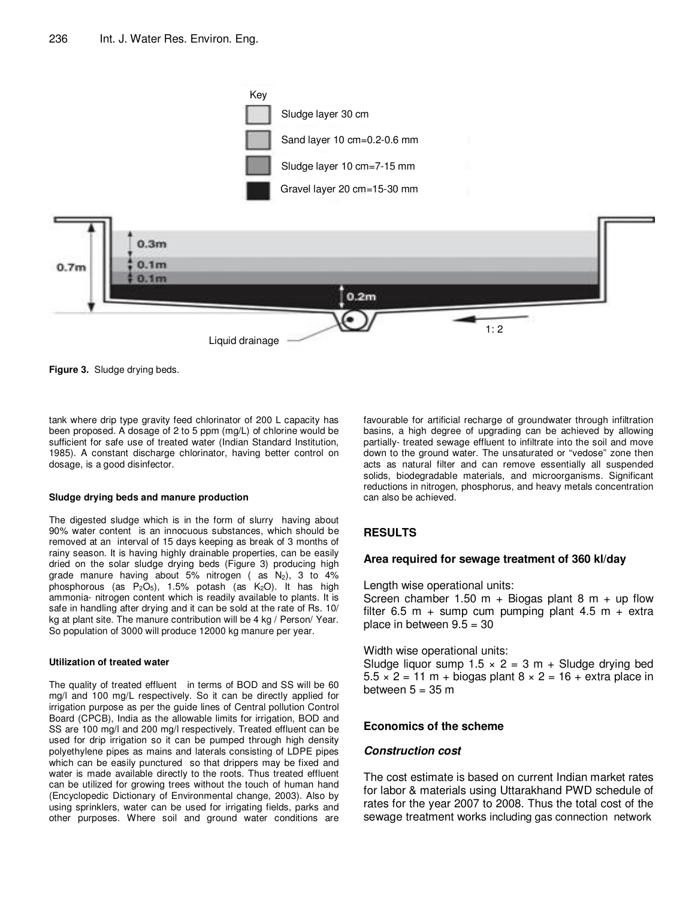Key

Sludge layer 30 cm

Sand layer 10 cm=0.2-0.6 mm

Sludge layer 10 cm=7-15 mm

Gravel layer 20 cm=15-30 mm

0.7m 0.3m 0.1m 0.1m 0.2m

Liquid drainage

1: 2

**Figure 3.** Sludge drying beds.

tank where drip type gravity feed chlorinator of 200 L capacity has been proposed. A dosage of 2 to 5 ppm (mg/L) of chlorine would be sufficient for safe use of treated water (Indian Standard Institution, 1985). A constant discharge chlorinator, having better control on dosage, is a good disinfector.

#### Sludge drying beds and manure production

The digested sludge which is in the form of slurry having about 90% water content is an innocuous substances, which should be removed at an interval of 15 days keeping as break of 3 months of rainy season. It is having highly drainable properties, can be easily dried on the solar sludge drying beds (Figure 3) producing high grade manure having about 5% nitrogen ( as $N_2$), 3 to 4% phosphorous (as $P_2O_5$), 1.5% potash (as $K_2O$). It has high ammonia- nitrogen content which is readily available to plants. It is safe in handling after drying and it can be sold at the rate of Rs. 10/ kg at plant site. The manure contribution will be 4 kg / Person/ Year. So population of 3000 will produce 12000 kg manure per year.

#### Utilization of treated water

The quality of treated effluent in terms of BOD and SS will be 60 mg/l and 100 mg/L respectively. So it can be directly applied for irrigation purpose as per the guide lines of Central pollution Control Board (CPCB), India as the allowable limits for irrigation, BOD and SS are 100 mg/l and 200 mg/l respectively. Treated effluent can be used for drip irrigation so it can be pumped through high density polyethylene pipes as mains and laterals consisting of LDPE pipes which can be easily punctured so that drippers may be fixed and water is made available directly to the roots. Thus treated effluent can be utilized for growing trees without the touch of human hand (Encyclopedic Dictionary of Environmental change, 2003). Also by using sprinklers, water can be used for irrigating fields, parks and other purposes. Where soil and ground water conditions are favourable for artificial recharge of groundwater through infiltration basins, a high degree of upgrading can be achieved by allowing partially- treated sewage effluent to infiltrate into the soil and move down to the ground water. The unsaturated or "vedose" zone then acts as natural filter and can remove essentially all suspended solids, biodegradable materials, and microorganisms. Significant reductions in nitrogen, phosphorus, and heavy metals concentration can also be achieved.

## RESULTS

### Area required for sewage treatment of 360 kl/day

Length wise operational units:
Screen chamber 1.50 m + Biogas plant 8 m + up flow filter 6.5 m + sump cum pumping plant 4.5 m + extra place in between 9.5 = 30

Width wise operational units:
Sludge liquor sump 1.5 × 2 = 3 m + Sludge drying bed 5.5 × 2 = 11 m + biogas plant 8 × 2 = 16 + extra place in between 5 = 35 m

### Economics of the scheme

#### *Construction cost*

The cost estimate is based on current Indian market rates for labor & materials using Uttarakhand PWD schedule of rates for the year 2007 to 2008. Thus the total cost of the sewage treatment works including gas connection network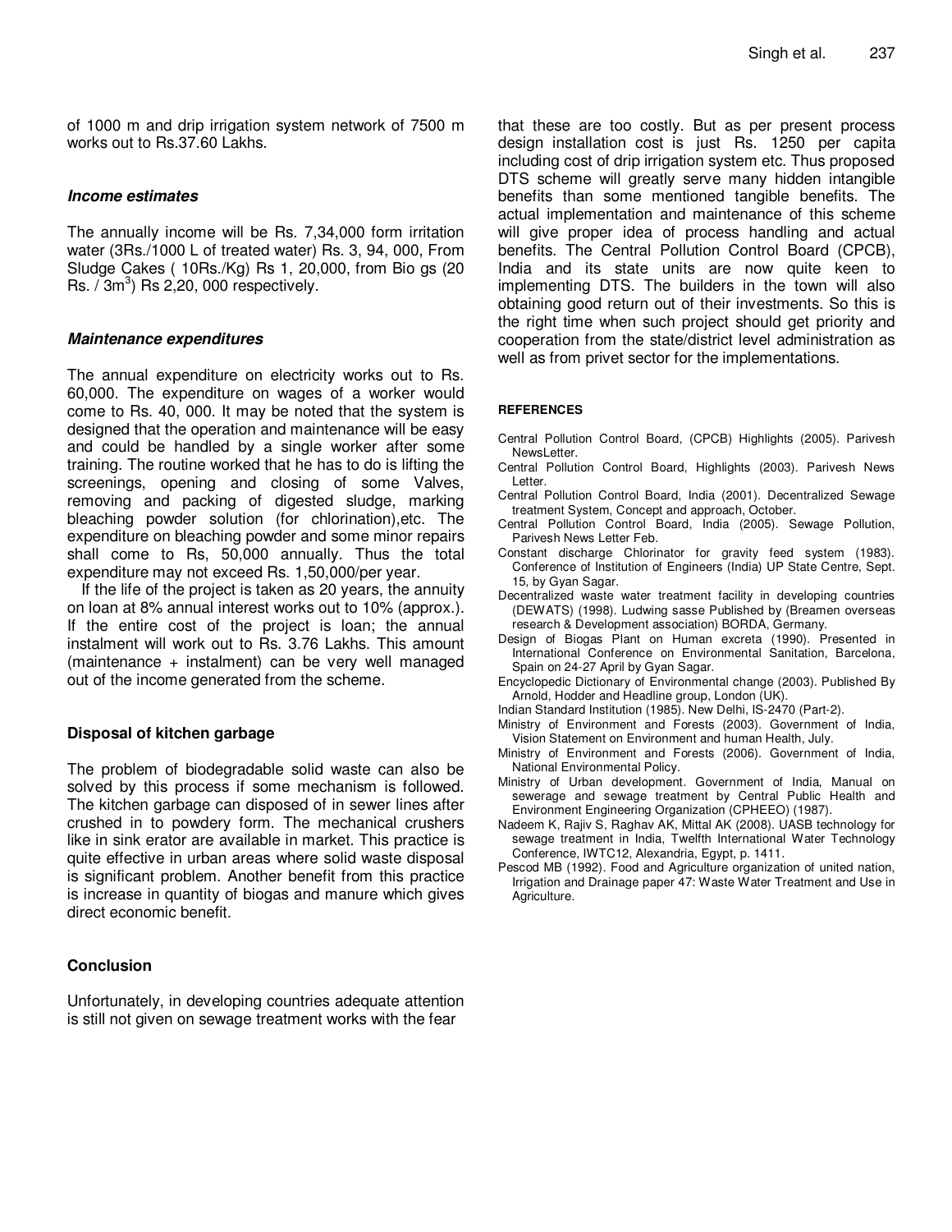of 1000 m and drip irrigation system network of 7500 m works out to Rs.37.60 Lakhs.

### *Income estimates*

The annually income will be Rs. 7,34,000 form irritation water (3Rs./1000 L of treated water) Rs. 3, 94, 000, From Sludge Cakes ( 10Rs./Kg) Rs 1, 20,000, from Bio gs (20 Rs. / $3m^3$) Rs 2,20, 000 respectively.

### *Maintenance expenditures*

The annual expenditure on electricity works out to Rs. 60,000. The expenditure on wages of a worker would come to Rs. 40, 000. It may be noted that the system is designed that the operation and maintenance will be easy and could be handled by a single worker after some training. The routine worked that he has to do is lifting the screenings, opening and closing of some Valves, removing and packing of digested sludge, marking bleaching powder solution (for chlorination),etc. The expenditure on bleaching powder and some minor repairs shall come to Rs, 50,000 annually. Thus the total expenditure may not exceed Rs. 1,50,000/per year.

If the life of the project is taken as 20 years, the annuity on loan at 8% annual interest works out to 10% (approx.). If the entire cost of the project is loan; the annual instalment will work out to Rs. 3.76 Lakhs. This amount (maintenance + instalment) can be very well managed out of the income generated from the scheme.

## Disposal of kitchen garbage

The problem of biodegradable solid waste can also be solved by this process if some mechanism is followed. The kitchen garbage can disposed of in sewer lines after crushed in to powdery form. The mechanical crushers like in sink erator are available in market. This practice is quite effective in urban areas where solid waste disposal is significant problem. Another benefit from this practice is increase in quantity of biogas and manure which gives direct economic benefit.

## Conclusion

Unfortunately, in developing countries adequate attention is still not given on sewage treatment works with the fear that these are too costly. But as per present process design installation cost is just Rs. 1250 per capita including cost of drip irrigation system etc. Thus proposed DTS scheme will greatly serve many hidden intangible benefits than some mentioned tangible benefits. The actual implementation and maintenance of this scheme will give proper idea of process handling and actual benefits. The Central Pollution Control Board (CPCB), India and its state units are now quite keen to implementing DTS. The builders in the town will also obtaining good return out of their investments. So this is the right time when such project should get priority and cooperation from the state/district level administration as well as from privet sector for the implementations.

## REFERENCES

Central Pollution Control Board, (CPCB) Highlights (2005). Parivesh NewsLetter.

Central Pollution Control Board, Highlights (2003). Parivesh News Letter.

Central Pollution Control Board, India (2001). Decentralized Sewage treatment System, Concept and approach, October.

Central Pollution Control Board, India (2005). Sewage Pollution, Parivesh News Letter Feb.

Constant discharge Chlorinator for gravity feed system (1983). Conference of Institution of Engineers (India) UP State Centre, Sept. 15, by Gyan Sagar.

Decentralized waste water treatment facility in developing countries (DEWATS) (1998). Ludwing sasse Published by (Breamen overseas research & Development association) BORDA, Germany.

Design of Biogas Plant on Human excreta (1990). Presented in International Conference on Environmental Sanitation, Barcelona, Spain on 24-27 April by Gyan Sagar.

Encyclopedic Dictionary of Environmental change (2003). Published By Arnold, Hodder and Headline group, London (UK).

Indian Standard Institution (1985). New Delhi, IS-2470 (Part-2).

Ministry of Environment and Forests (2003). Government of India, Vision Statement on Environment and human Health, July.

Ministry of Environment and Forests (2006). Government of India, National Environmental Policy.

Ministry of Urban development. Government of India, Manual on sewerage and sewage treatment by Central Public Health and Environment Engineering Organization (CPHEEO) (1987).

Nadeem K, Rajiv S, Raghav AK, Mittal AK (2008). UASB technology for sewage treatment in India, Twelfth International Water Technology Conference, IWTC12, Alexandria, Egypt, p. 1411.

Pescod MB (1992). Food and Agriculture organization of united nation, Irrigation and Drainage paper 47: Waste Water Treatment and Use in Agriculture.